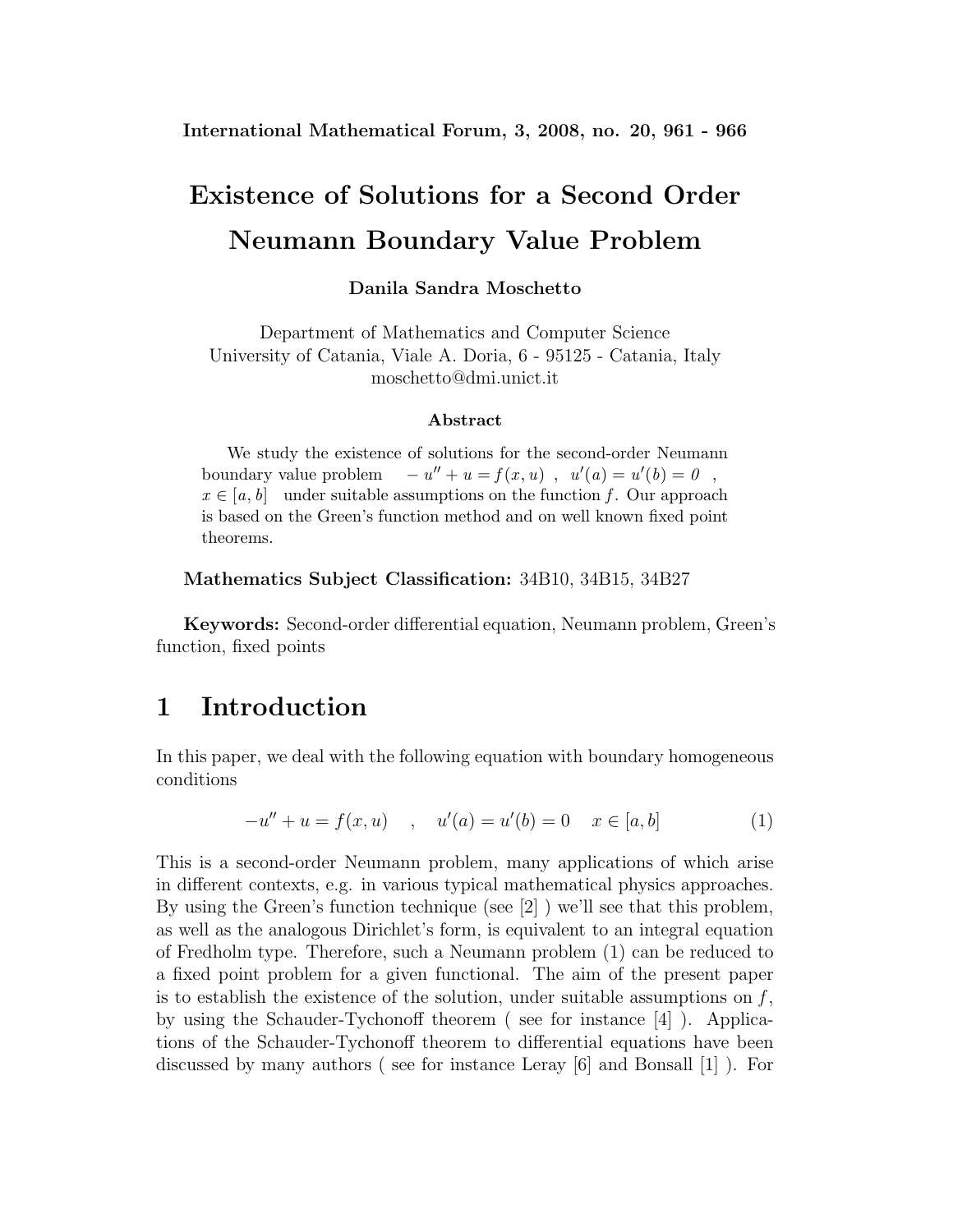# Existence of Solutions for a Second Order Neumann Boundary Value Problem

**Danila Sandra Moschetto**

Department of Mathematics and Computer Science
University of Catania, Viale A. Doria, 6 - 95125 - Catania, Italy
moschetto@dmi.unict.it

**Abstract**

We study the existence of solutions for the second-order Neumann boundary value problem $-u'' + u = f(x,u)$ , $u'(a) = u'(b) = 0$ , $x \in [a,b]$ under suitable assumptions on the function $f$. Our approach is based on the Green's function method and on well known fixed point theorems.

**Mathematics Subject Classification:** 34B10, 34B15, 34B27

**Keywords:** Second-order differential equation, Neumann problem, Green's function, fixed points

# 1 Introduction

In this paper, we deal with the following equation with boundary homogeneous conditions

$$-u'' + u = f(x,u) \quad , \quad u'(a) = u'(b) = 0 \quad x \in [a,b] \tag{1}$$

This is a second-order Neumann problem, many applications of which arise in different contexts, e.g. in various typical mathematical physics approaches. By using the Green's function technique (see [2] ) we'll see that this problem, as well as the analogous Dirichlet's form, is equivalent to an integral equation of Fredholm type. Therefore, such a Neumann problem (1) can be reduced to a fixed point problem for a given functional. The aim of the present paper is to establish the existence of the solution, under suitable assumptions on $f$, by using the Schauder-Tychonoff theorem ( see for instance [4] ). Applications of the Schauder-Tychonoff theorem to differential equations have been discussed by many authors ( see for instance Leray [6] and Bonsall [1] ). For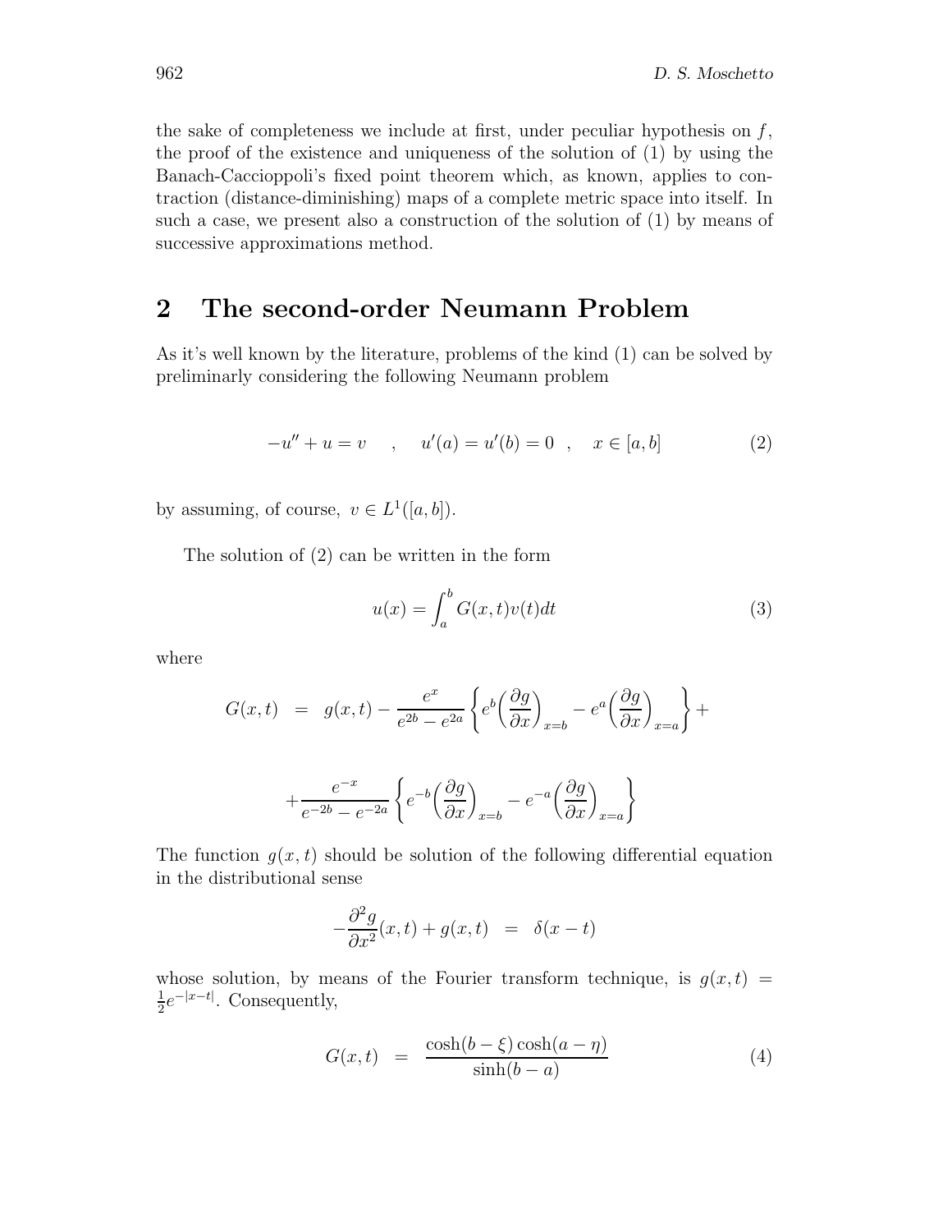the sake of completeness we include at first, under peculiar hypothesis on $f$, the proof of the existence and uniqueness of the solution of (1) by using the Banach-Caccioppoli's fixed point theorem which, as known, applies to contraction (distance-diminishing) maps of a complete metric space into itself. In such a case, we present also a construction of the solution of (1) by means of successive approximations method.

## 2 The second-order Neumann Problem

As it's well known by the literature, problems of the kind (1) can be solved by preliminarily considering the following Neumann problem

$$-u'' + u = v \quad , \quad u'(a) = u'(b) = 0 \ , \quad x \in [a, b] \tag{2}$$

by assuming, of course, $v \in L^1([a, b])$.

The solution of (2) can be written in the form

$$u(x) = \int_a^b G(x, t)v(t)dt \tag{3}$$

where

$$G(x,t) = g(x,t) - \frac{e^x}{e^{2b} - e^{2a}} \left\{ e^b \left( \frac{\partial g}{\partial x} \right)_{x=b} - e^a \left( \frac{\partial g}{\partial x} \right)_{x=a} \right\} +$$

$$+ \frac{e^{-x}}{e^{-2b} - e^{-2a}} \left\{ e^{-b} \left( \frac{\partial g}{\partial x} \right)_{x=b} - e^{-a} \left( \frac{\partial g}{\partial x} \right)_{x=a} \right\}$$

The function $g(x, t)$ should be solution of the following differential equation in the distributional sense

$$-\frac{\partial^2 g}{\partial x^2}(x, t) + g(x, t) = \delta(x - t)$$

whose solution, by means of the Fourier transform technique, is $g(x, t) = \frac{1}{2}e^{-|x-t|}$. Consequently,

$$G(x, t) = \frac{\cosh(b - \xi)\cosh(a - \eta)}{\sinh(b - a)} \tag{4}$$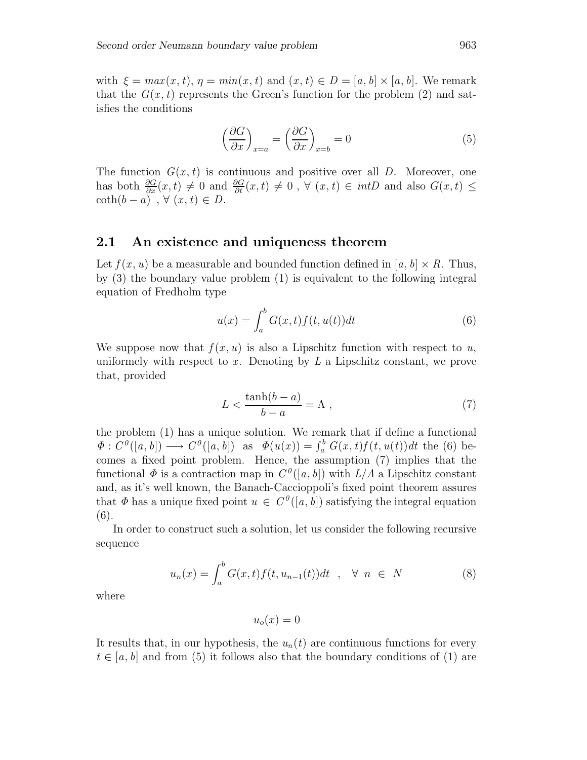with $\xi = max(x,t)$, $\eta = min(x,t)$ and $(x,t) \in D = [a,b] \times [a,b]$. We remark that the $G(x,t)$ represents the Green's function for the problem (2) and satisfies the conditions

$$\left(\frac{\partial G}{\partial x}\right)_{x=a} = \left(\frac{\partial G}{\partial x}\right)_{x=b} = 0 \tag{5}$$

The function $G(x,t)$ is continuous and positive over all $D$. Moreover, one has both $\frac{\partial G}{\partial x}(x,t) \neq 0$ and $\frac{\partial G}{\partial t}(x,t) \neq 0$ , $\forall\ (x,t) \in intD$ and also $G(x,t) \leq \coth(b-a)$ , $\forall\ (x,t) \in D$.

## 2.1 An existence and uniqueness theorem

Let $f(x,u)$ be a measurable and bounded function defined in $[a,b] \times R$. Thus, by (3) the boundary value problem (1) is equivalent to the following integral equation of Fredholm type

$$u(x) = \int_a^b G(x,t) f(t,u(t)) dt \tag{6}$$

We suppose now that $f(x,u)$ is also a Lipschitz function with respect to $u$, uniformely with respect to $x$. Denoting by $L$ a Lipschitz constant, we prove that, provided

$$L < \frac{\tanh(b-a)}{b-a} = \Lambda\ , \tag{7}$$

the problem (1) has a unique solution. We remark that if define a functional $\Phi : C^0([a,b]) \longrightarrow C^0([a,b])$ as $\Phi(u(x)) = \int_a^b G(x,t) f(t,u(t)) dt$ the (6) becomes a fixed point problem. Hence, the assumption (7) implies that the functional $\Phi$ is a contraction map in $C^0([a,b])$ with $L/\Lambda$ a Lipschitz constant and, as it's well known, the Banach-Caccioppoli's fixed point theorem assures that $\Phi$ has a unique fixed point $u \in C^0([a,b])$ satisfying the integral equation (6).

In order to construct such a solution, let us consider the following recursive sequence

$$u_n(x) = \int_a^b G(x,t) f(t, u_{n-1}(t)) dt \quad , \quad \forall\ n\ \in\ N \tag{8}$$

where

$$u_o(x) = 0$$

It results that, in our hypothesis, the $u_n(t)$ are continuous functions for every $t \in [a,b]$ and from (5) it follows also that the boundary conditions of (1) are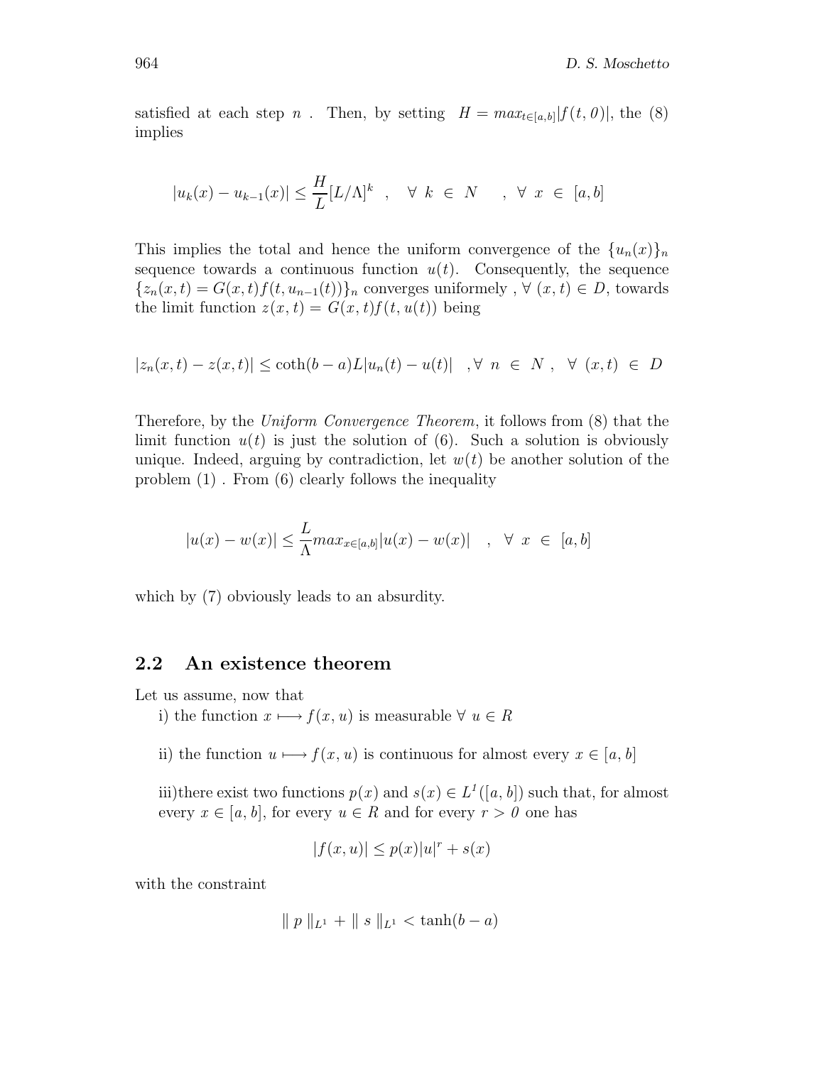satisfied at each step $n$ . Then, by setting $H = max_{t\in[a,b]}|f(t,0)|$, the (8) implies

$$|u_k(x) - u_{k-1}(x)| \leq \frac{H}{L}[L/\Lambda]^k \quad , \quad \forall\ k\ \in\ N \quad , \ \forall\ x\ \in\ [a,b]$$

This implies the total and hence the uniform convergence of the $\{u_n(x)\}_n$ sequence towards a continuous function $u(t)$. Consequently, the sequence $\{z_n(x,t) = G(x,t)f(t,u_{n-1}(t))\}_n$ converges uniformely , $\forall\ (x,t) \in D$, towards the limit function $z(x,t) = G(x,t)f(t,u(t))$ being

$$|z_n(x,t) - z(x,t)| \leq \coth(b-a)L|u_n(t) - u(t)| \quad , \forall\ n\ \in\ N\ , \ \ \forall\ (x,t)\ \in\ D$$

Therefore, by the *Uniform Convergence Theorem*, it follows from (8) that the limit function $u(t)$ is just the solution of (6). Such a solution is obviously unique. Indeed, arguing by contradiction, let $w(t)$ be another solution of the problem (1) . From (6) clearly follows the inequality

$$|u(x) - w(x)| \leq \frac{L}{\Lambda} max_{x\in[a,b]}|u(x) - w(x)| \quad , \quad \forall\ x\ \in\ [a,b]$$

which by (7) obviously leads to an absurdity.

## 2.2 An existence theorem

Let us assume, now that

i) the function $x \longmapsto f(x,u)$ is measurable $\forall\ u \in R$

ii) the function $u \longmapsto f(x,u)$ is continuous for almost every $x \in [a,b]$

iii)there exist two functions $p(x)$ and $s(x) \in L^1([a,b])$ such that, for almost every $x \in [a,b]$, for every $u \in R$ and for every $r > 0$ one has

$$|f(x,u)| \leq p(x)|u|^r + s(x)$$

with the constraint

$$\parallel p \parallel_{L^1} + \parallel s \parallel_{L^1} < \tanh(b-a)$$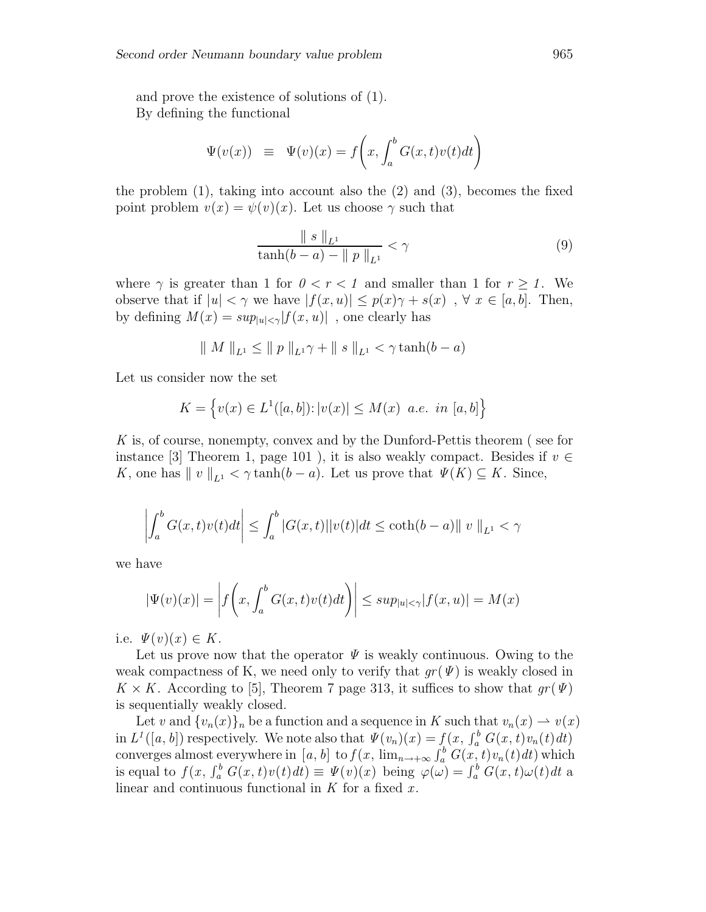and prove the existence of solutions of (1).

By defining the functional

$$\Psi(v(x)) \equiv \Psi(v)(x) = f\left(x, \int_a^b G(x,t)v(t)dt\right)$$

the problem (1), taking into account also the (2) and (3), becomes the fixed point problem $v(x) = \psi(v)(x)$. Let us choose $\gamma$ such that

$$\frac{\| s \|_{L^1}}{\tanh(b-a) - \| p \|_{L^1}} < \gamma \tag{9}$$

where $\gamma$ is greater than 1 for $0 < r < 1$ and smaller than 1 for $r \geq 1$. We observe that if $|u| < \gamma$ we have $|f(x,u)| \leq p(x)\gamma + s(x)$ , $\forall\ x \in [a,b]$. Then, by defining $M(x) = sup_{|u|<\gamma}|f(x,u)|$ , one clearly has

$$\| M \|_{L^1} \leq \| p \|_{L^1}\gamma + \| s \|_{L^1} < \gamma \tanh(b-a)$$

Let us consider now the set

$$K = \left\{ v(x) \in L^1([a,b]) \colon |v(x)| \leq M(x) \ \ a.e. \ \ in\ [a,b] \right\}$$

$K$ is, of course, nonempty, convex and by the Dunford-Pettis theorem ( see for instance [3] Theorem 1, page 101 ), it is also weakly compact. Besides if $v \in K$, one has $\| v \|_{L^1} < \gamma \tanh(b-a)$. Let us prove that $\Psi(K) \subseteq K$. Since,

$$\left| \int_a^b G(x,t)v(t)dt \right| \leq \int_a^b |G(x,t)||v(t)|dt \leq \coth(b-a)\| v \|_{L^1} < \gamma$$

we have

$$|\Psi(v)(x)| = \left| f\left(x, \int_a^b G(x,t)v(t)dt\right) \right| \leq sup_{|u|<\gamma}|f(x,u)| = M(x)$$

i.e. $\Psi(v)(x) \in K$.

Let us prove now that the operator $\Psi$ is weakly continuous. Owing to the weak compactness of K, we need only to verify that $gr(\Psi)$ is weakly closed in $K \times K$. According to [5], Theorem 7 page 313, it suffices to show that $gr(\Psi)$ is sequentially weakly closed.

Let $v$ and $\{v_n(x)\}_n$ be a function and a sequence in $K$ such that $v_n(x) \rightharpoonup v(x)$ in $L^1([a,b])$ respectively. We note also that $\Psi(v_n)(x) = f(x, \int_a^b G(x,t)v_n(t)dt)$ converges almost everywhere in $[a,b]$ to $f(x, \lim_{n \to +\infty} \int_a^b G(x,t)v_n(t)dt)$ which is equal to $f(x, \int_a^b G(x,t)v(t)dt) \equiv \Psi(v)(x)$ being $\varphi(\omega) = \int_a^b G(x,t)\omega(t)dt$ a linear and continuous functional in $K$ for a fixed $x$.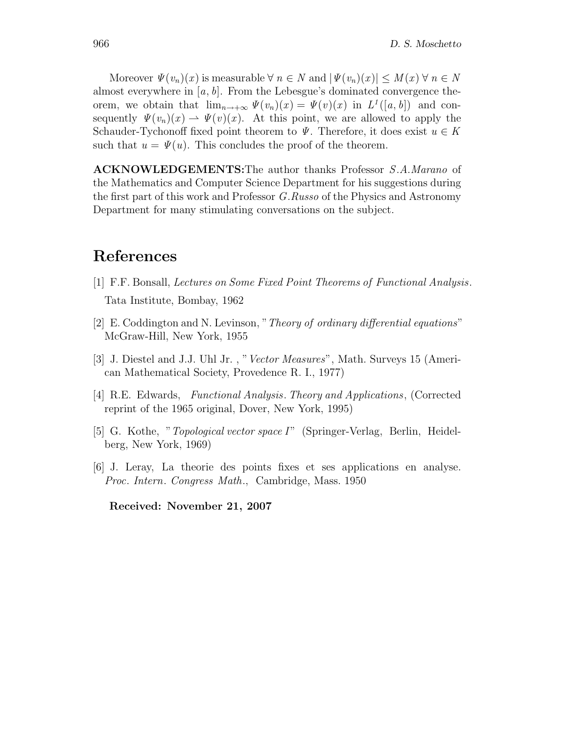Moreover $\Psi(v_n)(x)$ is measurable $\forall\ n \in N$ and $|\Psi(v_n)(x)| \leq M(x)\ \forall\ n \in N$ almost everywhere in $[a, b]$. From the Lebesgue's dominated convergence theorem, we obtain that $\lim_{n\to+\infty} \Psi(v_n)(x) = \Psi(v)(x)$ in $L^1([a, b])$ and consequently $\Psi(v_n)(x) \rightharpoonup \Psi(v)(x)$. At this point, we are allowed to apply the Schauder-Tychonoff fixed point theorem to $\Psi$. Therefore, it does exist $u \in K$ such that $u = \Psi(u)$. This concludes the proof of the theorem.

**ACKNOWLEDGEMENTS:** The author thanks Professor *S.A.Marano* of the Mathematics and Computer Science Department for his suggestions during the first part of this work and Professor *G.Russo* of the Physics and Astronomy Department for many stimulating conversations on the subject.

# References

[1] F.F. Bonsall, *Lectures on Some Fixed Point Theorems of Functional Analysis*. Tata Institute, Bombay, 1962

[2] E. Coddington and N. Levinson, "*Theory of ordinary differential equations*" McGraw-Hill, New York, 1955

[3] J. Diestel and J.J. Uhl Jr. , "*Vector Measures*", Math. Surveys 15 (American Mathematical Society, Provedence R. I., 1977)

[4] R.E. Edwards, *Functional Analysis. Theory and Applications*, (Corrected reprint of the 1965 original, Dover, New York, 1995)

[5] G. Kothe, "*Topological vector space I*" (Springer-Verlag, Berlin, Heidelberg, New York, 1969)

[6] J. Leray, La theorie des points fixes et ses applications en analyse. *Proc. Intern. Congress Math.*, Cambridge, Mass. 1950

**Received: November 21, 2007**